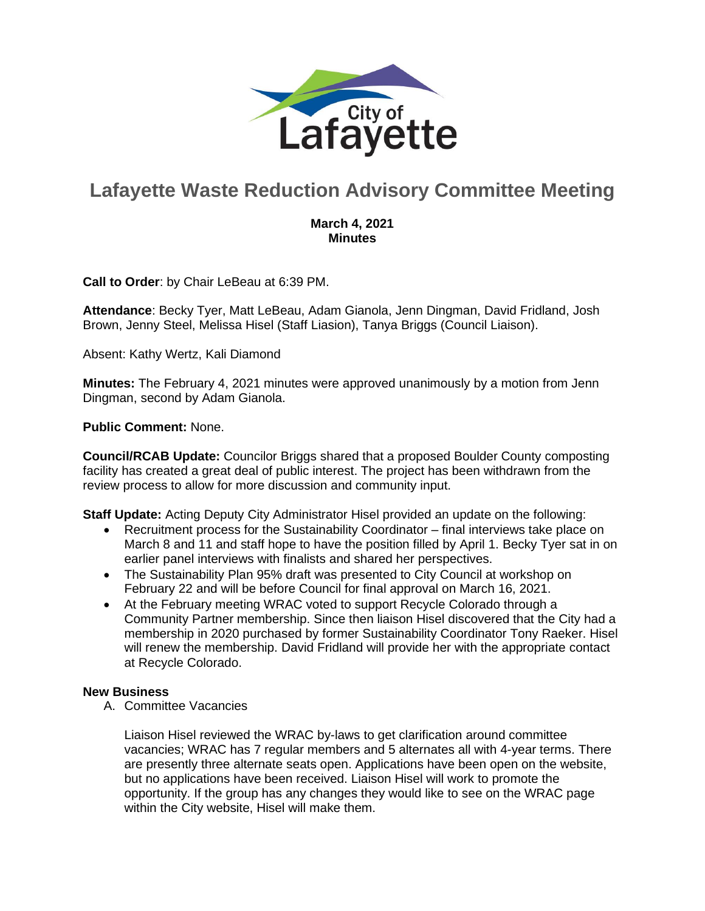# Lafayette Waste Reduction Advisory Committee Meeting

**March 4, 2021**
**Minutes**

**Call to Order**: by Chair LeBeau at 6:39 PM.

**Attendance**: Becky Tyer, Matt LeBeau, Adam Gianola, Jenn Dingman, David Fridland, Josh Brown, Jenny Steel, Melissa Hisel (Staff Liasion), Tanya Briggs (Council Liaison).

Absent: Kathy Wertz, Kali Diamond

**Minutes:** The February 4, 2021 minutes were approved unanimously by a motion from Jenn Dingman, second by Adam Gianola.

**Public Comment:** None.

**Council/RCAB Update:** Councilor Briggs shared that a proposed Boulder County composting facility has created a great deal of public interest. The project has been withdrawn from the review process to allow for more discussion and community input.

**Staff Update:** Acting Deputy City Administrator Hisel provided an update on the following:

- Recruitment process for the Sustainability Coordinator – final interviews take place on March 8 and 11 and staff hope to have the position filled by April 1. Becky Tyer sat in on earlier panel interviews with finalists and shared her perspectives.
- The Sustainability Plan 95% draft was presented to City Council at workshop on February 22 and will be before Council for final approval on March 16, 2021.
- At the February meeting WRAC voted to support Recycle Colorado through a Community Partner membership. Since then liaison Hisel discovered that the City had a membership in 2020 purchased by former Sustainability Coordinator Tony Raeker. Hisel will renew the membership. David Fridland will provide her with the appropriate contact at Recycle Colorado.

**New Business**

A. Committee Vacancies

Liaison Hisel reviewed the WRAC by-laws to get clarification around committee vacancies; WRAC has 7 regular members and 5 alternates all with 4-year terms. There are presently three alternate seats open. Applications have been open on the website, but no applications have been received. Liaison Hisel will work to promote the opportunity. If the group has any changes they would like to see on the WRAC page within the City website, Hisel will make them.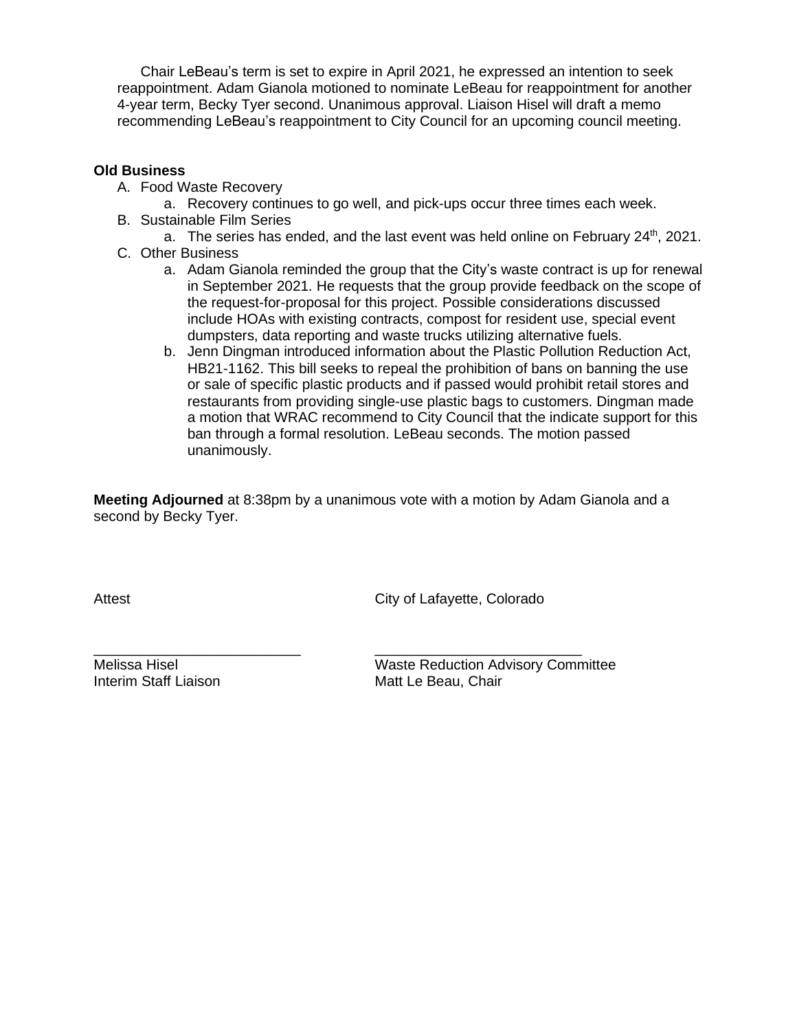Chair LeBeau's term is set to expire in April 2021, he expressed an intention to seek reappointment. Adam Gianola motioned to nominate LeBeau for reappointment for another 4-year term, Becky Tyer second. Unanimous approval. Liaison Hisel will draft a memo recommending LeBeau's reappointment to City Council for an upcoming council meeting.

**Old Business**

A. Food Waste Recovery
   a. Recovery continues to go well, and pick-ups occur three times each week.
B. Sustainable Film Series
   a. The series has ended, and the last event was held online on February 24th, 2021.
C. Other Business
   a. Adam Gianola reminded the group that the City's waste contract is up for renewal in September 2021. He requests that the group provide feedback on the scope of the request-for-proposal for this project. Possible considerations discussed include HOAs with existing contracts, compost for resident use, special event dumpsters, data reporting and waste trucks utilizing alternative fuels.
   b. Jenn Dingman introduced information about the Plastic Pollution Reduction Act, HB21-1162. This bill seeks to repeal the prohibition of bans on banning the use or sale of specific plastic products and if passed would prohibit retail stores and restaurants from providing single-use plastic bags to customers. Dingman made a motion that WRAC recommend to City Council that the indicate support for this ban through a formal resolution. LeBeau seconds. The motion passed unanimously.

**Meeting Adjourned** at 8:38pm by a unanimous vote with a motion by Adam Gianola and a second by Becky Tyer.

Attest

City of Lafayette, Colorado

___________________________

Melissa Hisel
Interim Staff Liaison

___________________________

Waste Reduction Advisory Committee
Matt Le Beau, Chair